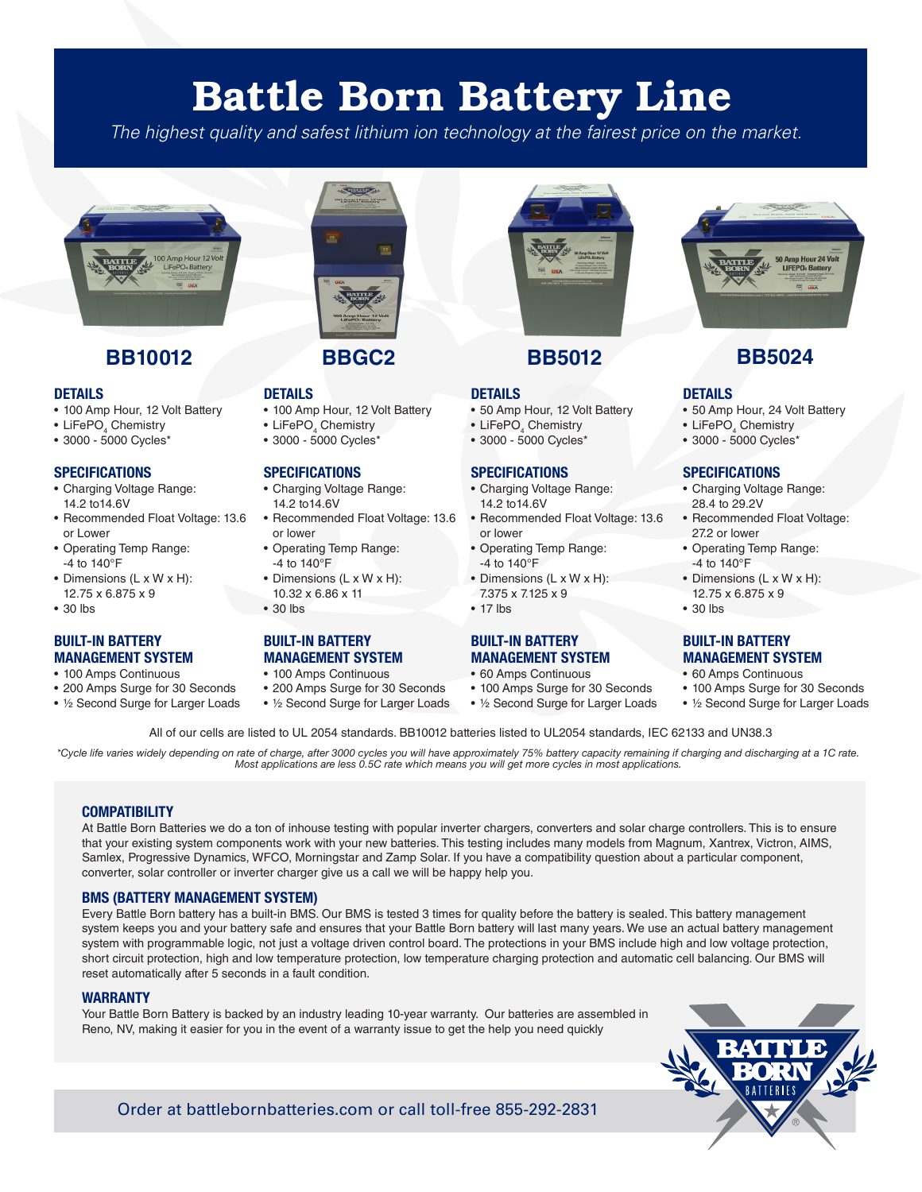# Battle Born Battery Line

*The highest quality and safest lithium ion technology at the fairest price on the market.*

## BB10012

### DETAILS
- 100 Amp Hour, 12 Volt Battery
- $LiFePO_4$ Chemistry
- 3000 - 5000 Cycles*

### SPECIFICATIONS
- Charging Voltage Range: 14.2 to14.6V
- Recommended Float Voltage: 13.6 or Lower
- Operating Temp Range: -4 to 140°F
- Dimensions (L x W x H): 12.75 x 6.875 x 9
- 30 lbs

### BUILT-IN BATTERY MANAGEMENT SYSTEM
- 100 Amps Continuous
- 200 Amps Surge for 30 Seconds
- ½ Second Surge for Larger Loads

## BBGC2

### DETAILS
- 100 Amp Hour, 12 Volt Battery
- $LiFePO_4$ Chemistry
- 3000 - 5000 Cycles*

### SPECIFICATIONS
- Charging Voltage Range: 14.2 to14.6V
- Recommended Float Voltage: 13.6 or lower
- Operating Temp Range: -4 to 140°F
- Dimensions (L x W x H): 10.32 x 6.86 x 11
- 30 lbs

### BUILT-IN BATTERY MANAGEMENT SYSTEM
- 100 Amps Continuous
- 200 Amps Surge for 30 Seconds
- ½ Second Surge for Larger Loads

## BB5012

### DETAILS
- 50 Amp Hour, 12 Volt Battery
- $LiFePO_4$ Chemistry
- 3000 - 5000 Cycles*

### SPECIFICATIONS
- Charging Voltage Range: 14.2 to14.6V
- Recommended Float Voltage: 13.6 or lower
- Operating Temp Range: -4 to 140°F
- Dimensions (L x W x H): 7.375 x 7.125 x 9
- 17 lbs

### BUILT-IN BATTERY MANAGEMENT SYSTEM
- 60 Amps Continuous
- 100 Amps Surge for 30 Seconds
- ½ Second Surge for Larger Loads

## BB5024

### DETAILS
- 50 Amp Hour, 24 Volt Battery
- $LiFePO_4$ Chemistry
- 3000 - 5000 Cycles*

### SPECIFICATIONS
- Charging Voltage Range: 28.4 to 29.2V
- Recommended Float Voltage: 27.2 or lower
- Operating Temp Range: -4 to 140°F
- Dimensions (L x W x H): 12.75 x 6.875 x 9
- 30 lbs

### BUILT-IN BATTERY MANAGEMENT SYSTEM
- 60 Amps Continuous
- 100 Amps Surge for 30 Seconds
- ½ Second Surge for Larger Loads

All of our cells are listed to UL 2054 standards. BB10012 batteries listed to UL2054 standards, IEC 62133 and UN38.3

*\*Cycle life varies widely depending on rate of charge, after 3000 cycles you will have approximately 75% battery capacity remaining if charging and discharging at a 1C rate. Most applications are less 0.5C rate which means you will get more cycles in most applications.*

### COMPATIBILITY
At Battle Born Batteries we do a ton of inhouse testing with popular inverter chargers, converters and solar charge controllers. This is to ensure that your existing system components work with your new batteries. This testing includes many models from Magnum, Xantrex, Victron, AIMS, Samlex, Progressive Dynamics, WFCO, Morningstar and Zamp Solar. If you have a compatibility question about a particular component, converter, solar controller or inverter charger give us a call we will be happy help you.

### BMS (BATTERY MANAGEMENT SYSTEM)
Every Battle Born battery has a built-in BMS. Our BMS is tested 3 times for quality before the battery is sealed. This battery management system keeps you and your battery safe and ensures that your Battle Born battery will last many years. We use an actual battery management system with programmable logic, not just a voltage driven control board. The protections in your BMS include high and low voltage protection, short circuit protection, high and low temperature protection, low temperature charging protection and automatic cell balancing. Our BMS will reset automatically after 5 seconds in a fault condition.

### WARRANTY
Your Battle Born Battery is backed by an industry leading 10-year warranty. Our batteries are assembled in Reno, NV, making it easier for you in the event of a warranty issue to get the help you need quickly

Order at battlebornbatteries.com or call toll-free 855-292-2831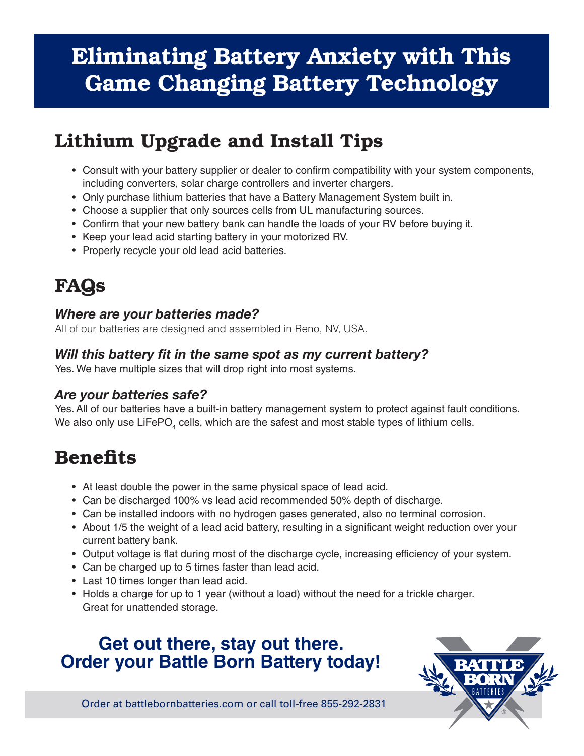# Eliminating Battery Anxiety with This Game Changing Battery Technology

## Lithium Upgrade and Install Tips

- Consult with your battery supplier or dealer to confirm compatibility with your system components, including converters, solar charge controllers and inverter chargers.
- Only purchase lithium batteries that have a Battery Management System built in.
- Choose a supplier that only sources cells from UL manufacturing sources.
- Confirm that your new battery bank can handle the loads of your RV before buying it.
- Keep your lead acid starting battery in your motorized RV.
- Properly recycle your old lead acid batteries.

## FAQs

### *Where are your batteries made?*

All of our batteries are designed and assembled in Reno, NV, USA.

### *Will this battery fit in the same spot as my current battery?*

Yes. We have multiple sizes that will drop right into most systems.

### *Are your batteries safe?*

Yes. All of our batteries have a built-in battery management system to protect against fault conditions. We also only use $LiFePO_4$ cells, which are the safest and most stable types of lithium cells.

## Benefits

- At least double the power in the same physical space of lead acid.
- Can be discharged 100% vs lead acid recommended 50% depth of discharge.
- Can be installed indoors with no hydrogen gases generated, also no terminal corrosion.
- About 1/5 the weight of a lead acid battery, resulting in a significant weight reduction over your current battery bank.
- Output voltage is flat during most of the discharge cycle, increasing efficiency of your system.
- Can be charged up to 5 times faster than lead acid.
- Last 10 times longer than lead acid.
- Holds a charge for up to 1 year (without a load) without the need for a trickle charger. Great for unattended storage.

**Get out there, stay out there.**
**Order your Battle Born Battery today!**

Order at battlebornbatteries.com or call toll-free 855-292-2831

BATTLE BORN BATTERIES